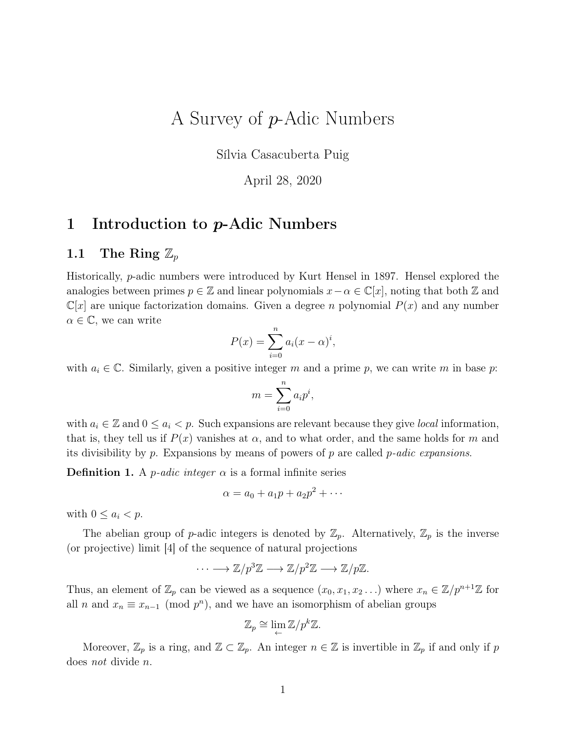# A Survey of $p$-Adic Numbers

Sílvia Casacuberta Puig

April 28, 2020

## 1 Introduction to $p$-Adic Numbers

### 1.1 The Ring $\mathbb{Z}_p$

Historically, $p$-adic numbers were introduced by Kurt Hensel in 1897. Hensel explored the analogies between primes $p \in \mathbb{Z}$ and linear polynomials $x - \alpha \in \mathbb{C}[x]$, noting that both $\mathbb{Z}$ and $\mathbb{C}[x]$ are unique factorization domains. Given a degree $n$ polynomial $P(x)$ and any number $\alpha \in \mathbb{C}$, we can write

$$P(x) = \sum_{i=0}^{n} a_i (x - \alpha)^i,$$

with $a_i \in \mathbb{C}$. Similarly, given a positive integer $m$ and a prime $p$, we can write $m$ in base $p$:

$$m = \sum_{i=0}^{n} a_i p^i,$$

with $a_i \in \mathbb{Z}$ and $0 \leq a_i < p$. Such expansions are relevant because they give *local* information, that is, they tell us if $P(x)$ vanishes at $\alpha$, and to what order, and the same holds for $m$ and its divisibility by $p$. Expansions by means of powers of $p$ are called *$p$-adic expansions*.

**Definition 1.** A *$p$-adic integer* $\alpha$ is a formal infinite series

$$\alpha = a_0 + a_1 p + a_2 p^2 + \cdots$$

with $0 \leq a_i < p$.

The abelian group of $p$-adic integers is denoted by $\mathbb{Z}_p$. Alternatively, $\mathbb{Z}_p$ is the inverse (or projective) limit [4] of the sequence of natural projections

$$\cdots \longrightarrow \mathbb{Z}/p^3\mathbb{Z} \longrightarrow \mathbb{Z}/p^2\mathbb{Z} \longrightarrow \mathbb{Z}/p\mathbb{Z}.$$

Thus, an element of $\mathbb{Z}_p$ can be viewed as a sequence $(x_0, x_1, x_2 \ldots)$ where $x_n \in \mathbb{Z}/p^{n+1}\mathbb{Z}$ for all $n$ and $x_n \equiv x_{n-1} \pmod{p^n}$, and we have an isomorphism of abelian groups

$$\mathbb{Z}_p \cong \lim_{\leftarrow} \mathbb{Z}/p^k\mathbb{Z}.$$

Moreover, $\mathbb{Z}_p$ is a ring, and $\mathbb{Z} \subset \mathbb{Z}_p$. An integer $n \in \mathbb{Z}$ is invertible in $\mathbb{Z}_p$ if and only if $p$ does *not* divide $n$.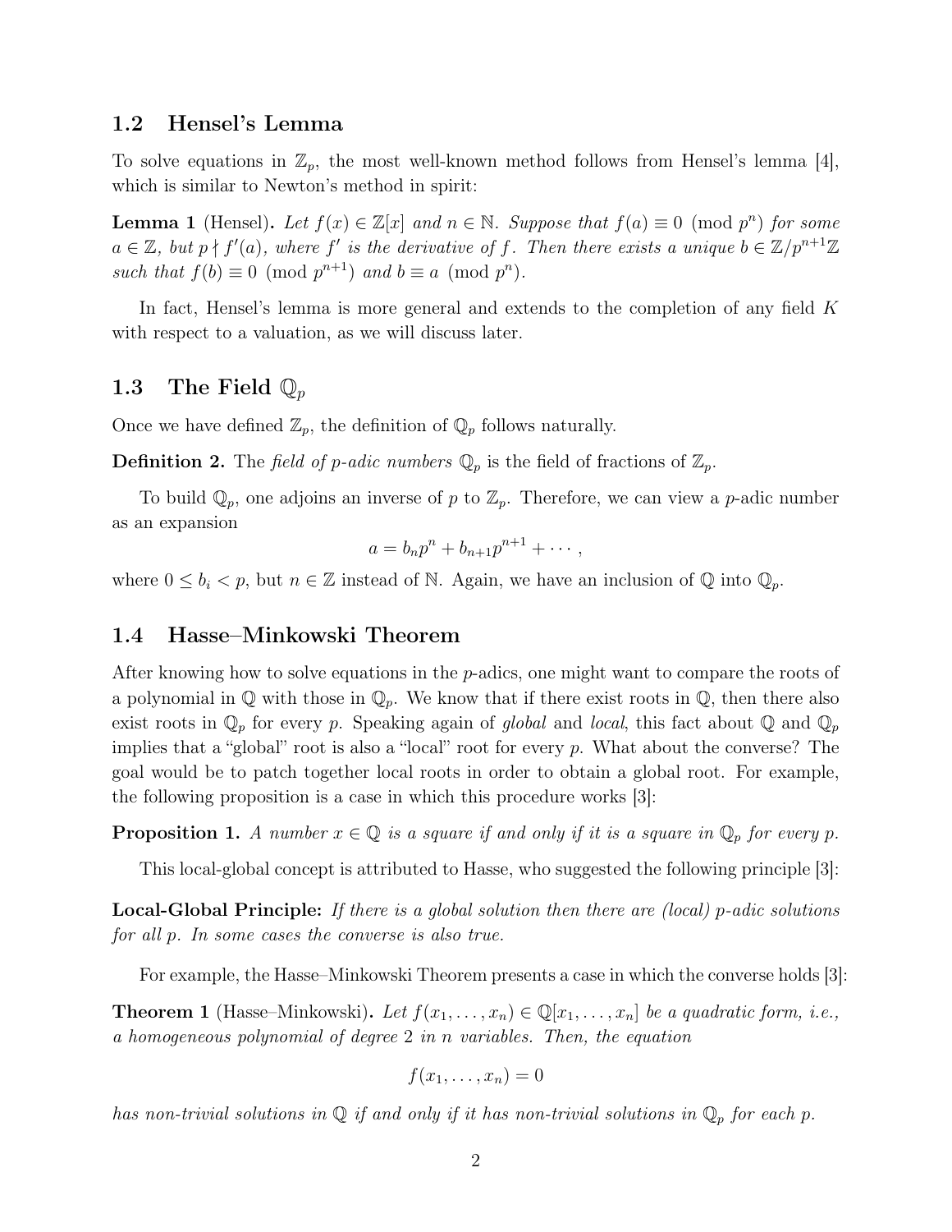## 1.2 Hensel's Lemma

To solve equations in $\mathbb{Z}_p$, the most well-known method follows from Hensel's lemma [4], which is similar to Newton's method in spirit:

**Lemma 1** (Hensel). *Let $f(x) \in \mathbb{Z}[x]$ and $n \in \mathbb{N}$. Suppose that $f(a) \equiv 0 \pmod{p^n}$ for some $a \in \mathbb{Z}$, but $p \nmid f'(a)$, where $f'$ is the derivative of $f$. Then there exists a unique $b \in \mathbb{Z}/p^{n+1}\mathbb{Z}$ such that $f(b) \equiv 0 \pmod{p^{n+1}}$ and $b \equiv a \pmod{p^n}$.*

In fact, Hensel's lemma is more general and extends to the completion of any field $K$ with respect to a valuation, as we will discuss later.

## 1.3 The Field $\mathbb{Q}_p$

Once we have defined $\mathbb{Z}_p$, the definition of $\mathbb{Q}_p$ follows naturally.

**Definition 2.** The *field of p-adic numbers* $\mathbb{Q}_p$ is the field of fractions of $\mathbb{Z}_p$.

To build $\mathbb{Q}_p$, one adjoins an inverse of $p$ to $\mathbb{Z}_p$. Therefore, we can view a $p$-adic number as an expansion

$$a = b_n p^n + b_{n+1} p^{n+1} + \cdots ,$$

where $0 \leq b_i < p$, but $n \in \mathbb{Z}$ instead of $\mathbb{N}$. Again, we have an inclusion of $\mathbb{Q}$ into $\mathbb{Q}_p$.

## 1.4 Hasse–Minkowski Theorem

After knowing how to solve equations in the $p$-adics, one might want to compare the roots of a polynomial in $\mathbb{Q}$ with those in $\mathbb{Q}_p$. We know that if there exist roots in $\mathbb{Q}$, then there also exist roots in $\mathbb{Q}_p$ for every $p$. Speaking again of *global* and *local*, this fact about $\mathbb{Q}$ and $\mathbb{Q}_p$ implies that a "global" root is also a "local" root for every $p$. What about the converse? The goal would be to patch together local roots in order to obtain a global root. For example, the following proposition is a case in which this procedure works [3]:

**Proposition 1.** *A number $x \in \mathbb{Q}$ is a square if and only if it is a square in $\mathbb{Q}_p$ for every $p$.*

This local-global concept is attributed to Hasse, who suggested the following principle [3]:

**Local-Global Principle:** *If there is a global solution then there are (local) p-adic solutions for all p. In some cases the converse is also true.*

For example, the Hasse–Minkowski Theorem presents a case in which the converse holds [3]:

**Theorem 1** (Hasse–Minkowski). *Let $f(x_1, \ldots, x_n) \in \mathbb{Q}[x_1, \ldots, x_n]$ be a quadratic form, i.e., a homogeneous polynomial of degree 2 in n variables. Then, the equation*

$$f(x_1, \ldots, x_n) = 0$$

*has non-trivial solutions in $\mathbb{Q}$ if and only if it has non-trivial solutions in $\mathbb{Q}_p$ for each $p$.*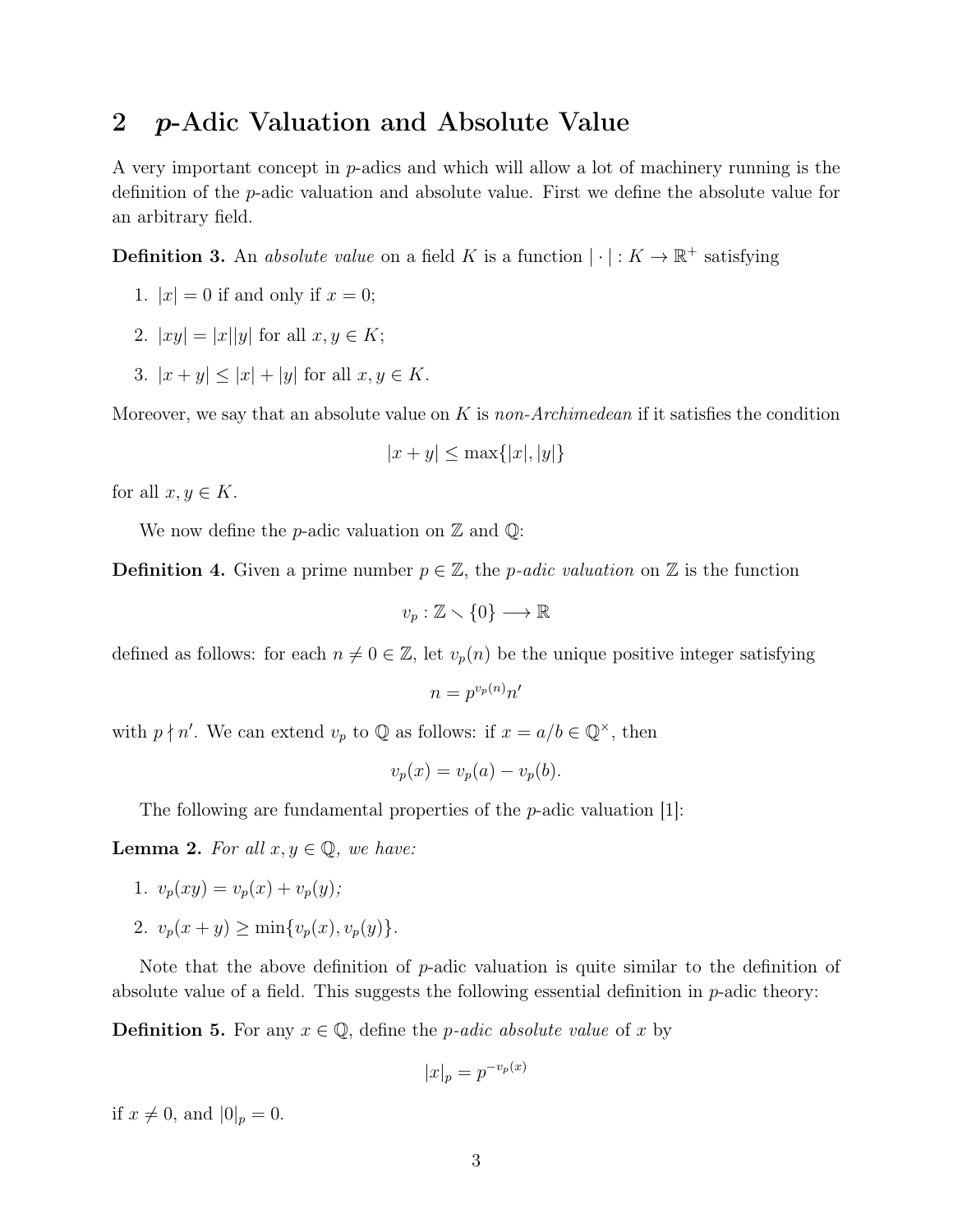## 2 *p*-Adic Valuation and Absolute Value

A very important concept in $p$-adics and which will allow a lot of machinery running is the definition of the $p$-adic valuation and absolute value. First we define the absolute value for an arbitrary field.

**Definition 3.** An *absolute value* on a field $K$ is a function $|\cdot| : K \to \mathbb{R}^+$ satisfying

1. $|x| = 0$ if and only if $x = 0$;
2. $|xy| = |x||y|$ for all $x, y \in K$;
3. $|x + y| \leq |x| + |y|$ for all $x, y \in K$.

Moreover, we say that an absolute value on $K$ is *non-Archimedean* if it satisfies the condition

$$|x + y| \leq \max\{|x|, |y|\}$$

for all $x, y \in K$.

We now define the $p$-adic valuation on $\mathbb{Z}$ and $\mathbb{Q}$:

**Definition 4.** Given a prime number $p \in \mathbb{Z}$, the *$p$-adic valuation* on $\mathbb{Z}$ is the function

$$v_p : \mathbb{Z} \setminus \{0\} \longrightarrow \mathbb{R}$$

defined as follows: for each $n \neq 0 \in \mathbb{Z}$, let $v_p(n)$ be the unique positive integer satisfying

$$n = p^{v_p(n)} n'$$

with $p \nmid n'$. We can extend $v_p$ to $\mathbb{Q}$ as follows: if $x = a/b \in \mathbb{Q}^\times$, then

$$v_p(x) = v_p(a) - v_p(b).$$

The following are fundamental properties of the $p$-adic valuation [1]:

**Lemma 2.** *For all $x, y \in \mathbb{Q}$, we have:*

1. $v_p(xy) = v_p(x) + v_p(y)$;
2. $v_p(x + y) \geq \min\{v_p(x), v_p(y)\}$.

Note that the above definition of $p$-adic valuation is quite similar to the definition of absolute value of a field. This suggests the following essential definition in $p$-adic theory:

**Definition 5.** For any $x \in \mathbb{Q}$, define the *$p$-adic absolute value* of $x$ by

$$|x|_p = p^{-v_p(x)}$$

if $x \neq 0$, and $|0|_p = 0$.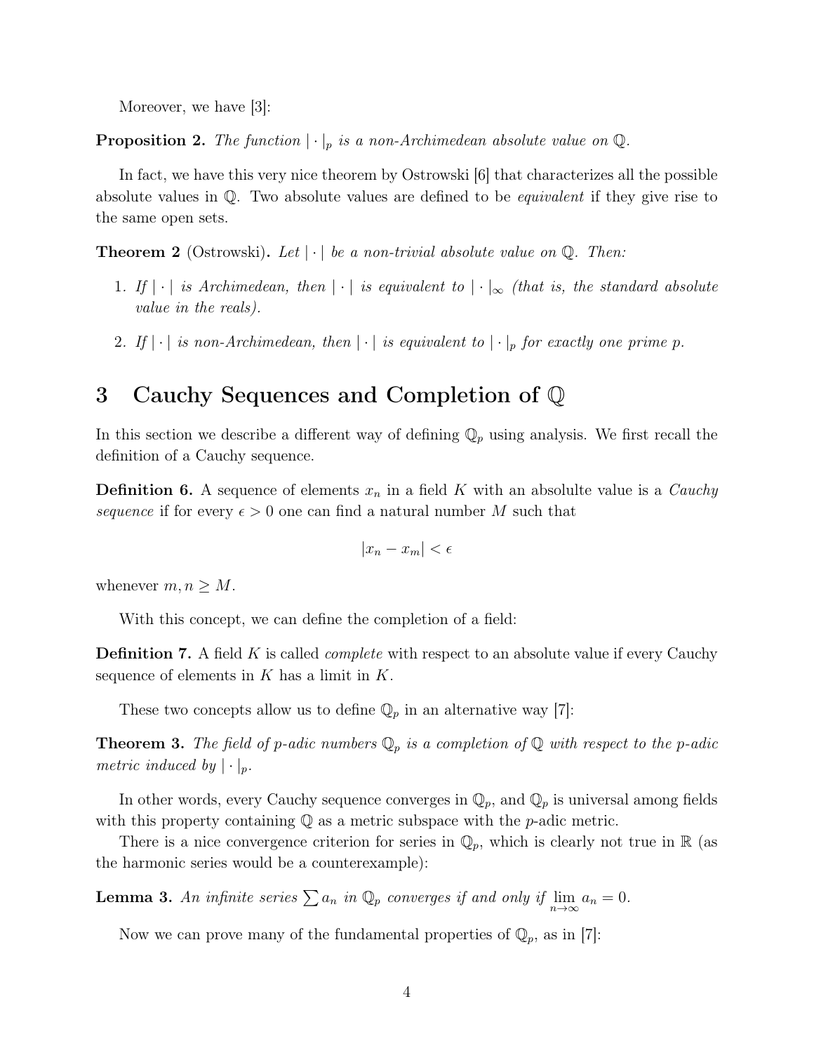Moreover, we have [3]:

**Proposition 2.** *The function $|\cdot|_p$ is a non-Archimedean absolute value on $\mathbb{Q}$.*

In fact, we have this very nice theorem by Ostrowski [6] that characterizes all the possible absolute values in $\mathbb{Q}$. Two absolute values are defined to be *equivalent* if they give rise to the same open sets.

**Theorem 2** (Ostrowski)**.** *Let $|\cdot|$ be a non-trivial absolute value on $\mathbb{Q}$. Then:*

1. *If $|\cdot|$ is Archimedean, then $|\cdot|$ is equivalent to $|\cdot|_\infty$ (that is, the standard absolute value in the reals).*
2. *If $|\cdot|$ is non-Archimedean, then $|\cdot|$ is equivalent to $|\cdot|_p$ for exactly one prime $p$.*

# 3 Cauchy Sequences and Completion of $\mathbb{Q}$

In this section we describe a different way of defining $\mathbb{Q}_p$ using analysis. We first recall the definition of a Cauchy sequence.

**Definition 6.** A sequence of elements $x_n$ in a field $K$ with an absolulte value is a *Cauchy sequence* if for every $\epsilon > 0$ one can find a natural number $M$ such that

$$|x_n - x_m| < \epsilon$$

whenever $m, n \geq M$.

With this concept, we can define the completion of a field:

**Definition 7.** A field $K$ is called *complete* with respect to an absolute value if every Cauchy sequence of elements in $K$ has a limit in $K$.

These two concepts allow us to define $\mathbb{Q}_p$ in an alternative way [7]:

**Theorem 3.** *The field of $p$-adic numbers $\mathbb{Q}_p$ is a completion of $\mathbb{Q}$ with respect to the $p$-adic metric induced by $|\cdot|_p$.*

In other words, every Cauchy sequence converges in $\mathbb{Q}_p$, and $\mathbb{Q}_p$ is universal among fields with this property containing $\mathbb{Q}$ as a metric subspace with the $p$-adic metric.

There is a nice convergence criterion for series in $\mathbb{Q}_p$, which is clearly not true in $\mathbb{R}$ (as the harmonic series would be a counterexample):

**Lemma 3.** *An infinite series $\sum a_n$ in $\mathbb{Q}_p$ converges if and only if $\lim_{n\to\infty} a_n = 0$.*

Now we can prove many of the fundamental properties of $\mathbb{Q}_p$, as in [7]: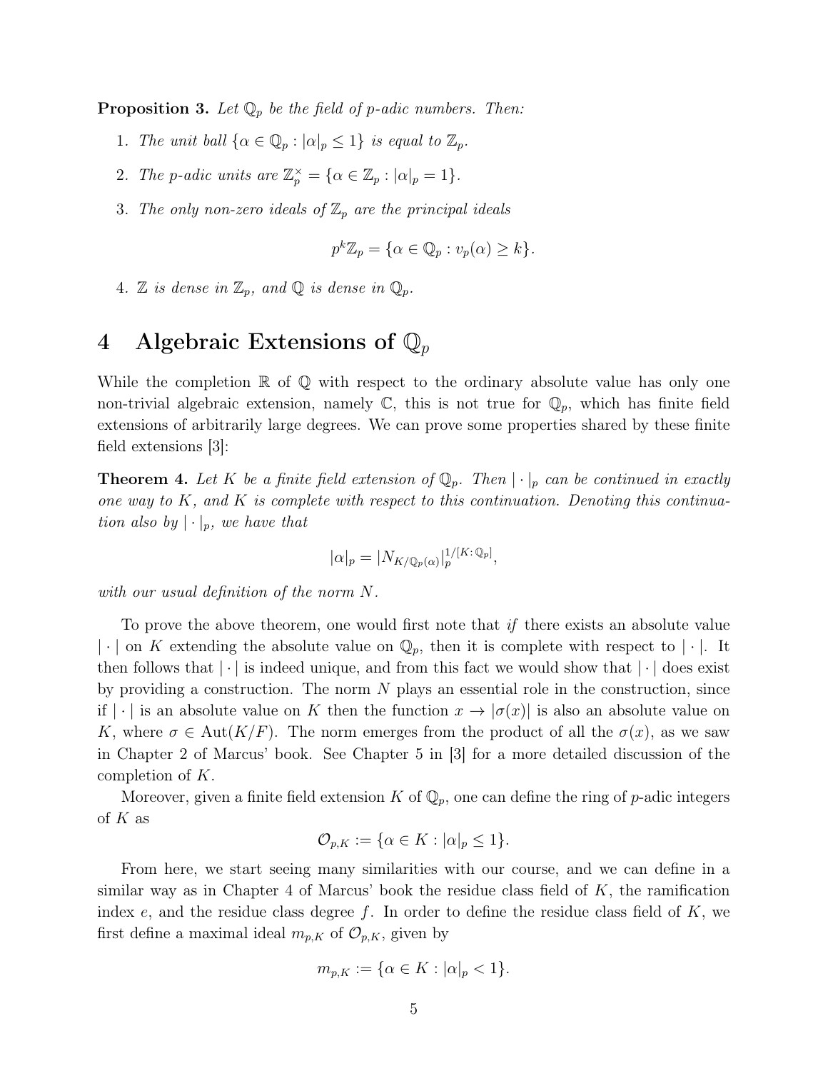**Proposition 3.** *Let $\mathbb{Q}_p$ be the field of $p$-adic numbers. Then:*

1. *The unit ball $\{\alpha \in \mathbb{Q}_p : |\alpha|_p \leq 1\}$ is equal to $\mathbb{Z}_p$.*
2. *The $p$-adic units are $\mathbb{Z}_p^\times = \{\alpha \in \mathbb{Z}_p : |\alpha|_p = 1\}$.*
3. *The only non-zero ideals of $\mathbb{Z}_p$ are the principal ideals*

$$p^k\mathbb{Z}_p = \{\alpha \in \mathbb{Q}_p : v_p(\alpha) \geq k\}.$$

4. *$\mathbb{Z}$ is dense in $\mathbb{Z}_p$, and $\mathbb{Q}$ is dense in $\mathbb{Q}_p$.*

# 4 Algebraic Extensions of $\mathbb{Q}_p$

While the completion $\mathbb{R}$ of $\mathbb{Q}$ with respect to the ordinary absolute value has only one non-trivial algebraic extension, namely $\mathbb{C}$, this is not true for $\mathbb{Q}_p$, which has finite field extensions of arbitrarily large degrees. We can prove some properties shared by these finite field extensions [3]:

**Theorem 4.** *Let $K$ be a finite field extension of $\mathbb{Q}_p$. Then $|\cdot|_p$ can be continued in exactly one way to $K$, and $K$ is complete with respect to this continuation. Denoting this continuation also by $|\cdot|_p$, we have that*

$$|\alpha|_p = |N_{K/\mathbb{Q}_p(\alpha)}|_p^{1/[K:\mathbb{Q}_p]},$$

*with our usual definition of the norm $N$.*

To prove the above theorem, one would first note that *if* there exists an absolute value $|\cdot|$ on $K$ extending the absolute value on $\mathbb{Q}_p$, then it is complete with respect to $|\cdot|$. It then follows that $|\cdot|$ is indeed unique, and from this fact we would show that $|\cdot|$ does exist by providing a construction. The norm $N$ plays an essential role in the construction, since if $|\cdot|$ is an absolute value on $K$ then the function $x \to |\sigma(x)|$ is also an absolute value on $K$, where $\sigma \in \text{Aut}(K/F)$. The norm emerges from the product of all the $\sigma(x)$, as we saw in Chapter 2 of Marcus' book. See Chapter 5 in [3] for a more detailed discussion of the completion of $K$.

Moreover, given a finite field extension $K$ of $\mathbb{Q}_p$, one can define the ring of $p$-adic integers of $K$ as

$$\mathcal{O}_{p,K} := \{\alpha \in K : |\alpha|_p \leq 1\}.$$

From here, we start seeing many similarities with our course, and we can define in a similar way as in Chapter 4 of Marcus' book the residue class field of $K$, the ramification index $e$, and the residue class degree $f$. In order to define the residue class field of $K$, we first define a maximal ideal $m_{p,K}$ of $\mathcal{O}_{p,K}$, given by

$$m_{p,K} := \{\alpha \in K : |\alpha|_p < 1\}.$$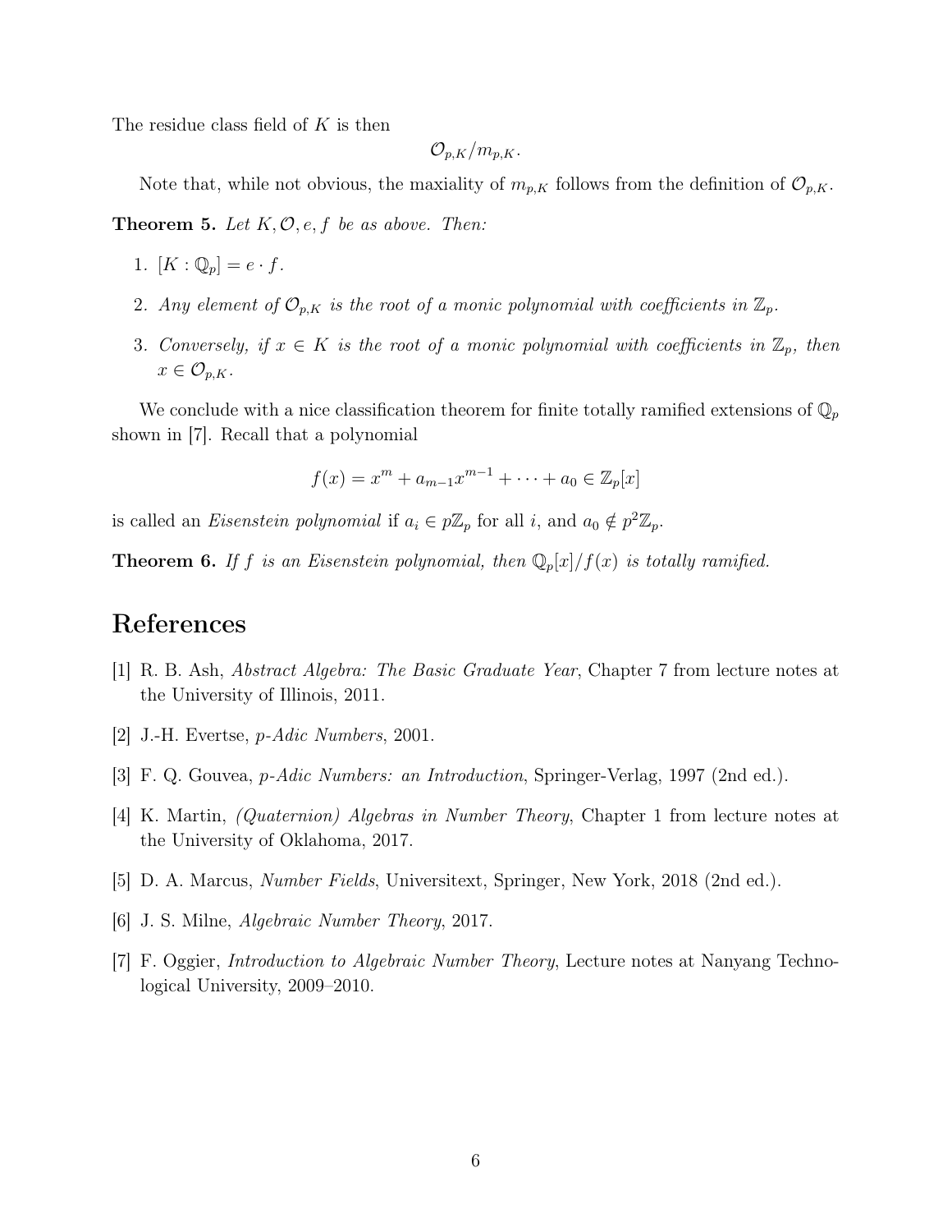The residue class field of $K$ is then

$$\mathcal{O}_{p,K}/m_{p,K}.$$

Note that, while not obvious, the maxiality of $m_{p,K}$ follows from the definition of $\mathcal{O}_{p,K}$.

**Theorem 5.** *Let $K, \mathcal{O}, e, f$ be as above. Then:*

1. $[K : \mathbb{Q}_p] = e \cdot f$.
2. *Any element of $\mathcal{O}_{p,K}$ is the root of a monic polynomial with coefficients in $\mathbb{Z}_p$.*
3. *Conversely, if $x \in K$ is the root of a monic polynomial with coefficients in $\mathbb{Z}_p$, then $x \in \mathcal{O}_{p,K}$.*

We conclude with a nice classification theorem for finite totally ramified extensions of $\mathbb{Q}_p$ shown in [7]. Recall that a polynomial

$$f(x) = x^m + a_{m-1}x^{m-1} + \cdots + a_0 \in \mathbb{Z}_p[x]$$

is called an *Eisenstein polynomial* if $a_i \in p\mathbb{Z}_p$ for all $i$, and $a_0 \notin p^2\mathbb{Z}_p$.

**Theorem 6.** *If $f$ is an Eisenstein polynomial, then $\mathbb{Q}_p[x]/f(x)$ is totally ramified.*

# References

[1] R. B. Ash, *Abstract Algebra: The Basic Graduate Year*, Chapter 7 from lecture notes at the University of Illinois, 2011.

[2] J.-H. Evertse, *p-Adic Numbers*, 2001.

[3] F. Q. Gouvea, *p-Adic Numbers: an Introduction*, Springer-Verlag, 1997 (2nd ed.).

[4] K. Martin, *(Quaternion) Algebras in Number Theory*, Chapter 1 from lecture notes at the University of Oklahoma, 2017.

[5] D. A. Marcus, *Number Fields*, Universitext, Springer, New York, 2018 (2nd ed.).

[6] J. S. Milne, *Algebraic Number Theory*, 2017.

[7] F. Oggier, *Introduction to Algebraic Number Theory*, Lecture notes at Nanyang Technological University, 2009–2010.